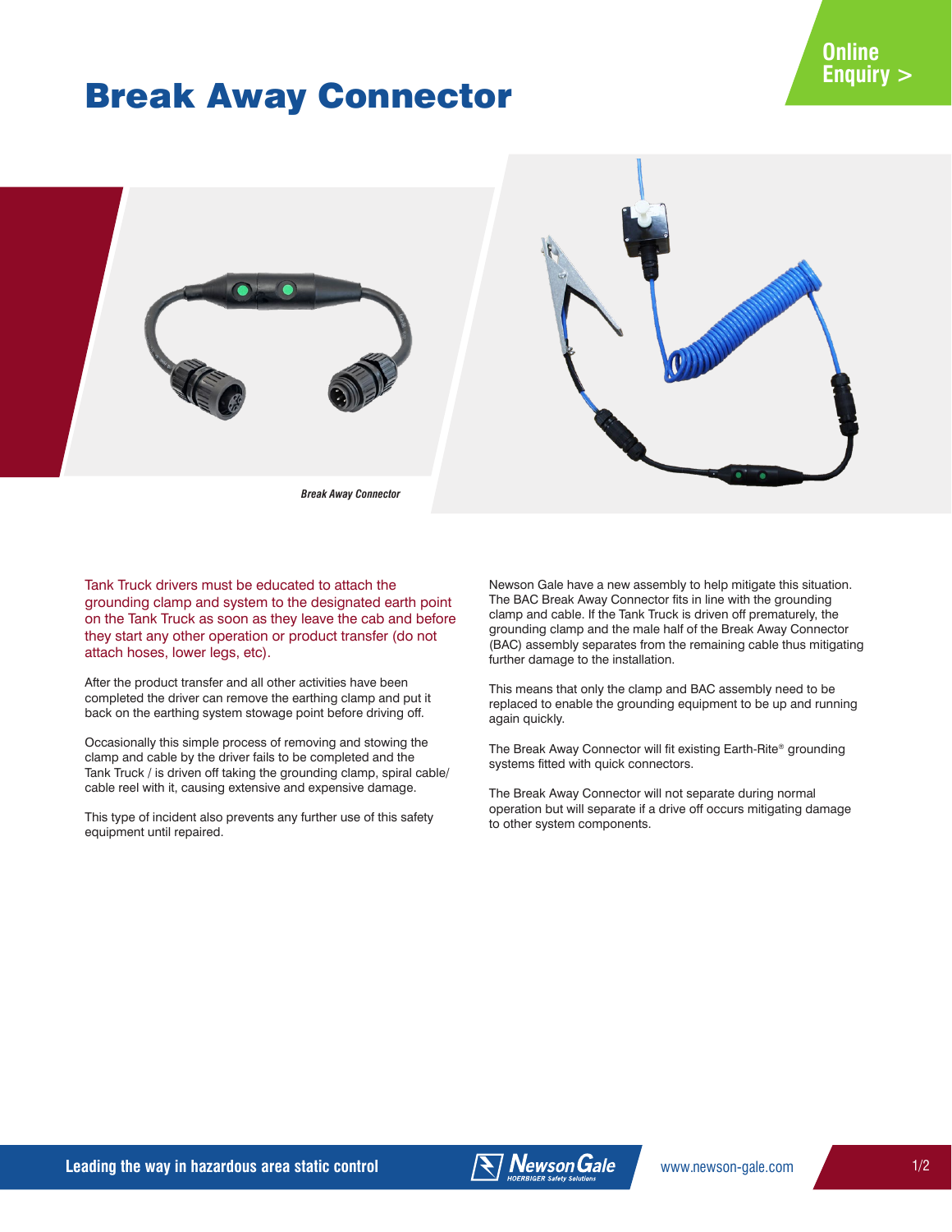# Break Away Connector

Online Enquiry >

*Break Away Connector*

Tank Truck drivers must be educated to attach the grounding clamp and system to the designated earth point on the Tank Truck as soon as they leave the cab and before they start any other operation or product transfer (do not attach hoses, lower legs, etc).

After the product transfer and all other activities have been completed the driver can remove the earthing clamp and put it back on the earthing system stowage point before driving off.

Occasionally this simple process of removing and stowing the clamp and cable by the driver fails to be completed and the Tank Truck / is driven off taking the grounding clamp, spiral cable/ cable reel with it, causing extensive and expensive damage.

This type of incident also prevents any further use of this safety equipment until repaired.

Newson Gale have a new assembly to help mitigate this situation. The BAC Break Away Connector fits in line with the grounding clamp and cable. If the Tank Truck is driven off prematurely, the grounding clamp and the male half of the Break Away Connector (BAC) assembly separates from the remaining cable thus mitigating further damage to the installation.

This means that only the clamp and BAC assembly need to be replaced to enable the grounding equipment to be up and running again quickly.

The Break Away Connector will fit existing Earth-Rite® grounding systems fitted with quick connectors.

The Break Away Connector will not separate during normal operation but will separate if a drive off occurs mitigating damage to other system components.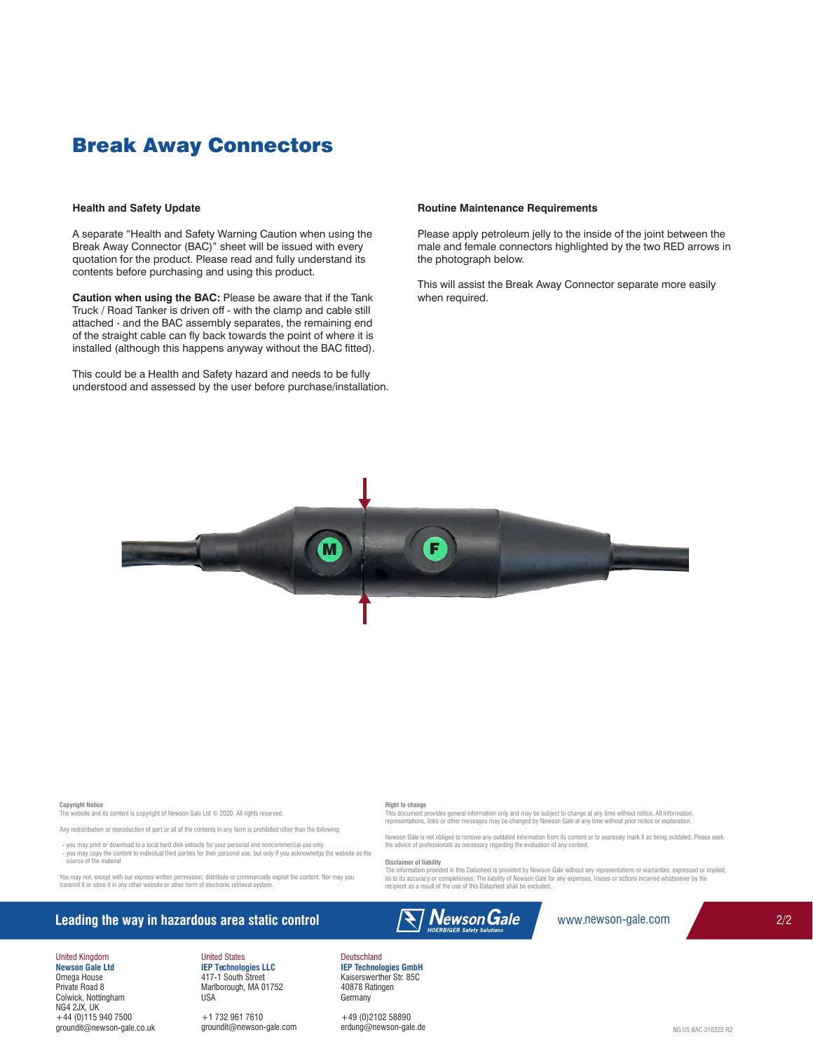# Break Away Connectors

### Health and Safety Update

A separate "Health and Safety Warning Caution when using the Break Away Connector (BAC)" sheet will be issued with every quotation for the product. Please read and fully understand its contents before purchasing and using this product.

**Caution when using the BAC:** Please be aware that if the Tank Truck / Road Tanker is driven off - with the clamp and cable still attached - and the BAC assembly separates, the remaining end of the straight cable can fly back towards the point of where it is installed (although this happens anyway without the BAC fitted).

This could be a Health and Safety hazard and needs to be fully understood and assessed by the user before purchase/installation.

### Routine Maintenance Requirements

Please apply petroleum jelly to the inside of the joint between the male and female connectors highlighted by the two RED arrows in the photograph below.

This will assist the Break Away Connector separate more easily when required.

M

F

**Copyright Notice**
The website and its content is copyright of Newson Gale Ltd © 2020. All rights reserved.

Any redistribution or reproduction of part or all of the contents in any form is prohibited other than the following:

- you may print or download to a local hard disk extracts for your personal and noncommercial use only
- you may copy the content to individual third parties for their personal use, but only if you acknowledge the website as the source of the material

You may not, except with our express written permission, distribute or commercially exploit the content. Nor may you transmit it or store it in any other website or other form of electronic retrieval system.

**Right to change**
This document provides general information only and may be subject to change at any time without notice. All information, representations, links or other messages may be changed by Newson Gale at any time without prior notice or explanation.

Newson Gale is not obliged to remove any outdated information from its content or to expressly mark it as being outdated. Please seek the advice of professionals as necessary regarding the evaluation of any content.

**Disclaimer of liability**
The information provided in this Datasheet is provided by Newson Gale without any representations or warranties, expressed or implied, as to its accuracy or completeness. The liability of Newson Gale for any expenses, losses or actions incurred whatsoever by the recipient as a result of the use of this Datasheet shall be excluded.

**Leading the way in hazardous area static control**

Newson Gale
HOERBIGER Safety Solutions

www.newson-gale.com

United Kingdom
**Newson Gale Ltd**
Omega House
Private Road 8
Colwick, Nottingham
NG4 2JX, UK
+44 (0)115 940 7500
groundit@newson-gale.co.uk

United States
**IEP Technologies LLC**
417-1 South Street
Marlborough, MA 01752
USA

+1 732 961 7610
groundit@newson-gale.com

Deutschland
**IEP Technologies GmbH**
Kaiserswerther Str. 85C
40878 Ratingen
Germany

+49 (0)2102 58890
erdung@newson-gale.de

NG US BAC 310322 R2